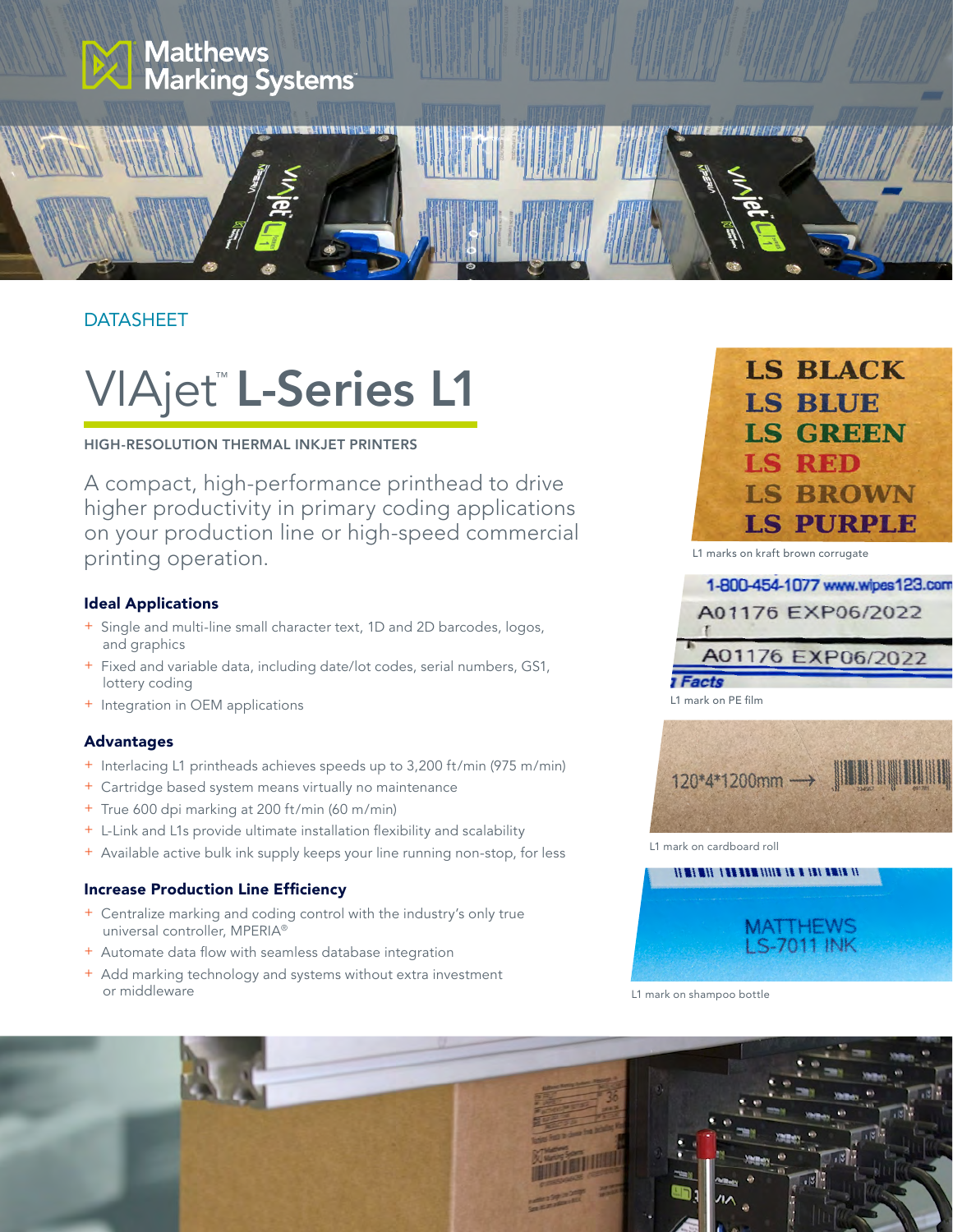DATASHEET

# VIAjet™ L-Series L1

HIGH-RESOLUTION THERMAL INKJET PRINTERS

A compact, high-performance printhead to drive higher productivity in primary coding applications on your production line or high-speed commercial printing operation.

### Ideal Applications

- + Single and multi-line small character text, 1D and 2D barcodes, logos, and graphics
- + Fixed and variable data, including date/lot codes, serial numbers, GS1, lottery coding
- + Integration in OEM applications

### Advantages

- + Interlacing L1 printheads achieves speeds up to 3,200 ft/min (975 m/min)
- + Cartridge based system means virtually no maintenance
- + True 600 dpi marking at 200 ft/min (60 m/min)
- + L-Link and L1s provide ultimate installation flexibility and scalability
- + Available active bulk ink supply keeps your line running non-stop, for less

### Increase Production Line Efficiency

- + Centralize marking and coding control with the industry's only true universal controller, MPERIA®
- + Automate data flow with seamless database integration
- + Add marking technology and systems without extra investment or middleware

L1 marks on kraft brown corrugate

L1 mark on PE film

L1 mark on cardboard roll

L1 mark on shampoo bottle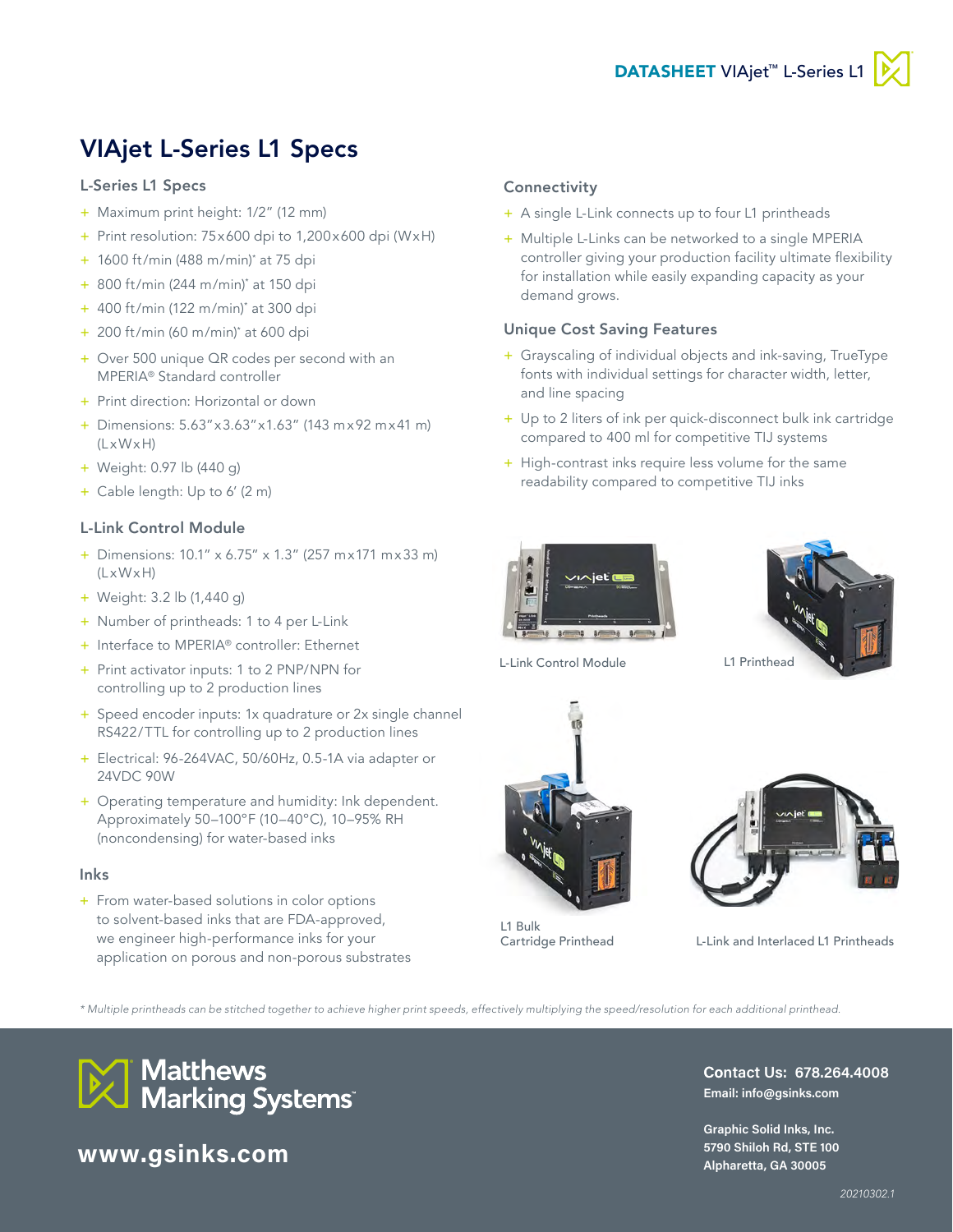# VIAjet L-Series L1 Specs

## L-Series L1 Specs

- Maximum print height: 1/2" (12 mm)
- Print resolution: 75x600 dpi to 1,200x600 dpi (WxH)
- 1600 ft/min (488 m/min)* at 75 dpi
- 800 ft/min (244 m/min)* at 150 dpi
- 400 ft/min (122 m/min)* at 300 dpi
- 200 ft/min (60 m/min)* at 600 dpi
- Over 500 unique QR codes per second with an MPERIA® Standard controller
- Print direction: Horizontal or down
- Dimensions: 5.63"x3.63"x1.63" (143 mx92 mx41 m) (LxWxH)
- Weight: 0.97 lb (440 g)
- Cable length: Up to 6' (2 m)

## L-Link Control Module

- Dimensions: 10.1" x 6.75" x 1.3" (257 mx171 mx33 m) (LxWxH)
- Weight: 3.2 lb (1,440 g)
- Number of printheads: 1 to 4 per L-Link
- Interface to MPERIA® controller: Ethernet
- Print activator inputs: 1 to 2 PNP/NPN for controlling up to 2 production lines
- Speed encoder inputs: 1x quadrature or 2x single channel RS422/TTL for controlling up to 2 production lines
- Electrical: 96-264VAC, 50/60Hz, 0.5-1A via adapter or 24VDC 90W
- Operating temperature and humidity: Ink dependent. Approximately 50–100°F (10–40°C), 10–95% RH (noncondensing) for water-based inks

## Inks

- From water-based solutions in color options to solvent-based inks that are FDA-approved, we engineer high-performance inks for your application on porous and non-porous substrates

## Connectivity

- A single L-Link connects up to four L1 printheads
- Multiple L-Links can be networked to a single MPERIA controller giving your production facility ultimate flexibility for installation while easily expanding capacity as your demand grows.

## Unique Cost Saving Features

- Grayscaling of individual objects and ink-saving, TrueType fonts with individual settings for character width, letter, and line spacing
- Up to 2 liters of ink per quick-disconnect bulk ink cartridge compared to 400 ml for competitive TIJ systems
- High-contrast inks require less volume for the same readability compared to competitive TIJ inks

L-Link Control Module

L1 Printhead

L1 Bulk Cartridge Printhead

L-Link and Interlaced L1 Printheads

*\* Multiple printheads can be stitched together to achieve higher print speeds, effectively multiplying the speed/resolution for each additional printhead.*

Matthews Marking Systems

**www.gsinks.com**

**Contact Us: 678.264.4008**
**Email: info@gsinks.com**

**Graphic Solid Inks, Inc.**
**5790 Shiloh Rd, STE 100**
**Alpharetta, GA 30005**

*20210302.1*